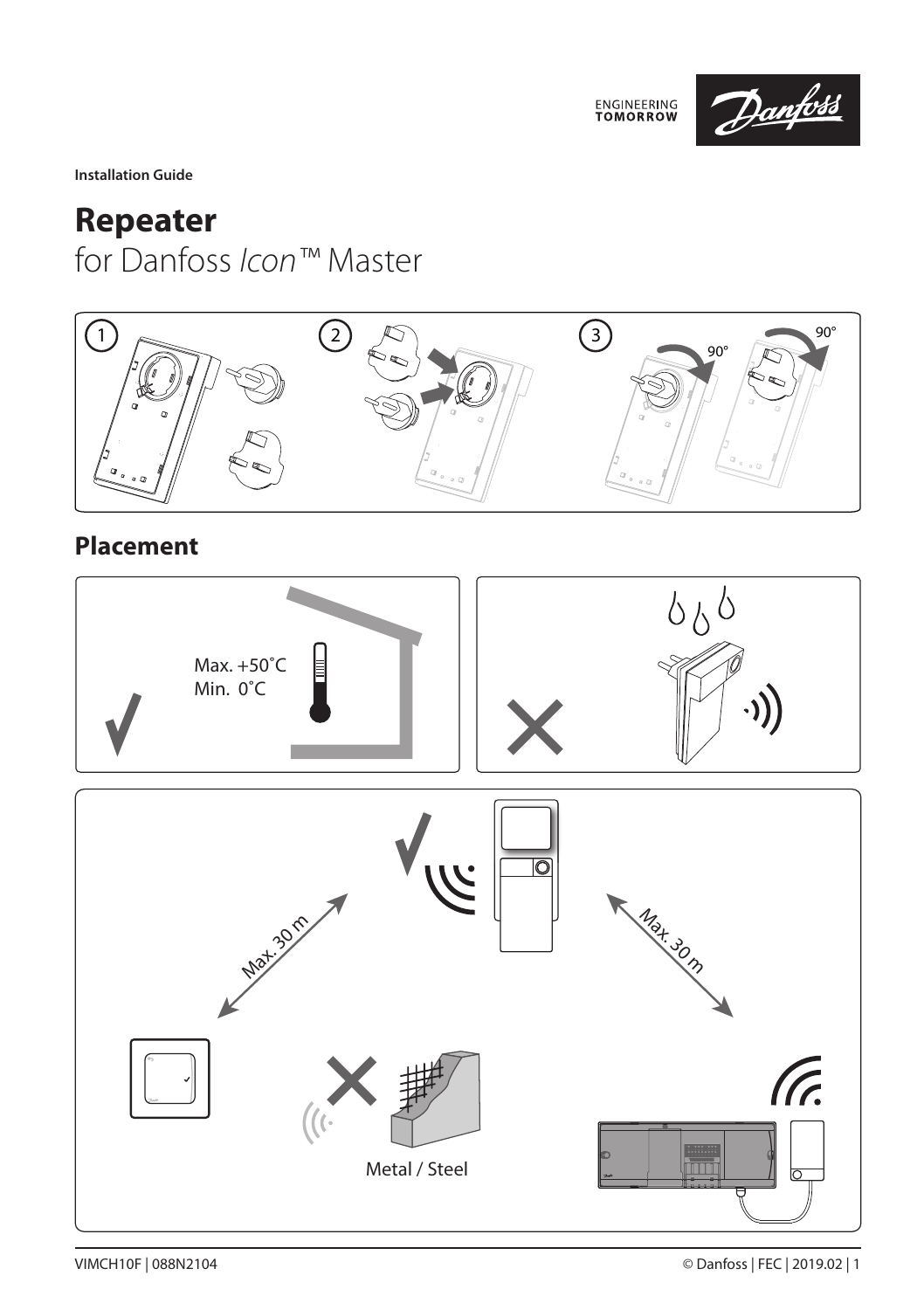ENGINEERING TOMORROW

**Installation Guide**

# Repeater
for Danfoss *Icon*™ Master

1 2 3

90° 90°

## Placement

Max. +50˚C
Min. 0˚C

Max. 30 m

Max. 30 m

Metal / Steel

VIMCH10F | 088N2104

© Danfoss | FEC | 2019.02 | 1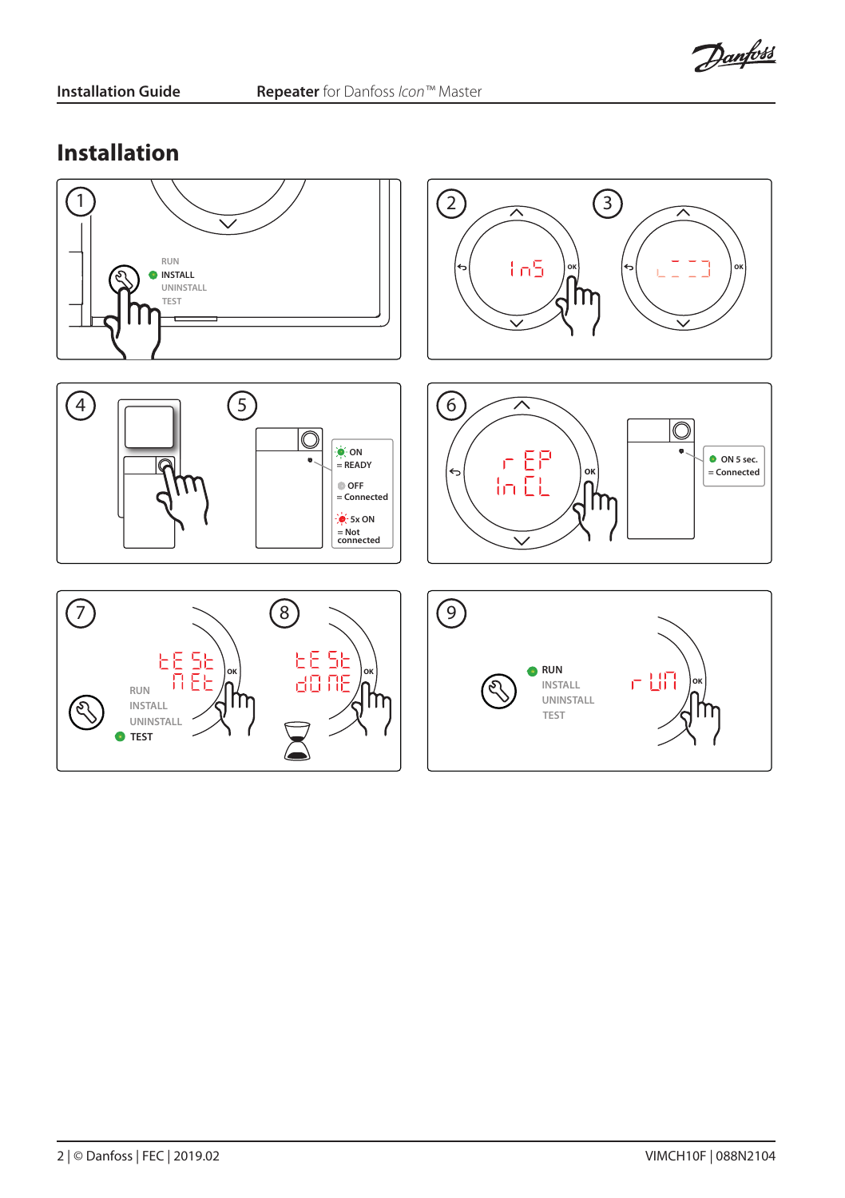# Installation

1

RUN
INSTALL
UNINSTALL
TEST

2

3

4

5

ON
= READY

OFF
= Connected

5x ON
= Not connected

6

ON 5 sec.
= Connected

7

RUN
INSTALL
UNINSTALL
TEST

8

9

RUN
INSTALL
UNINSTALL
TEST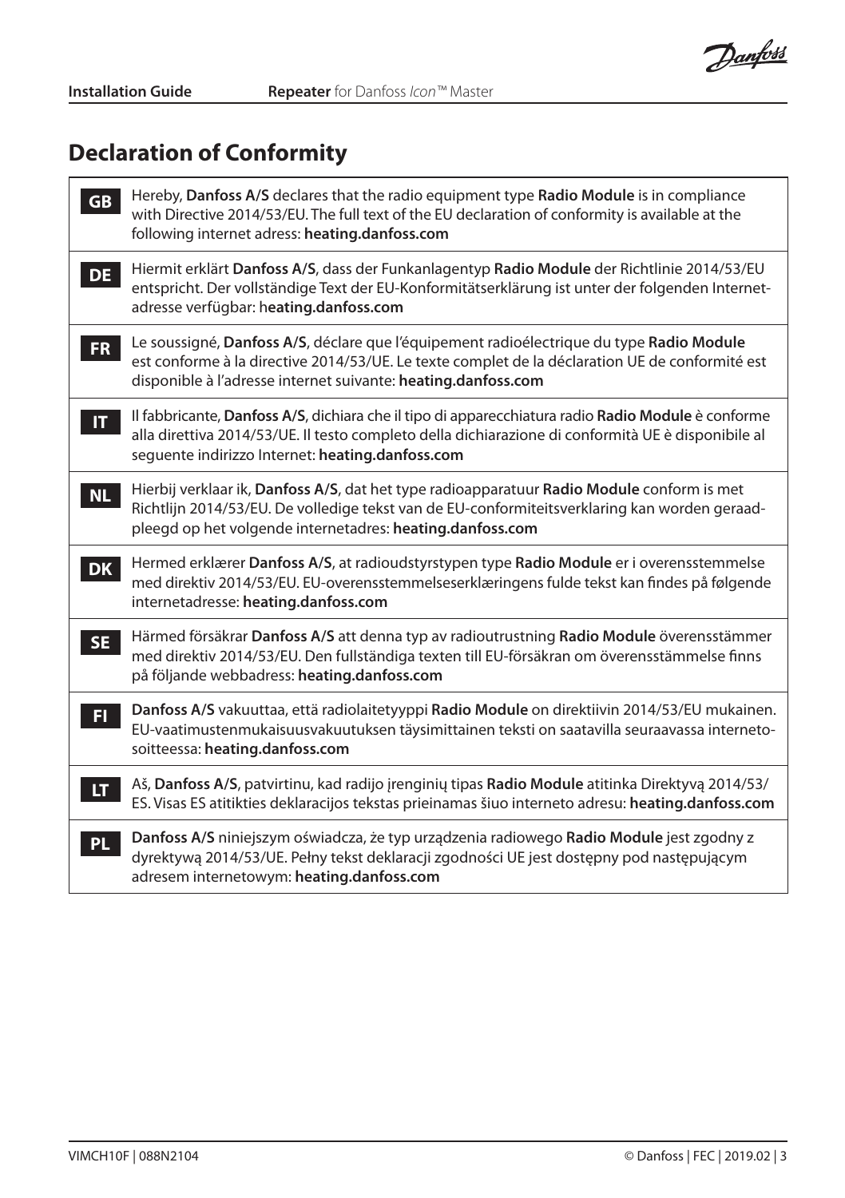## Declaration of Conformity

| | |
|---|---|
| **GB** | Hereby, **Danfoss A/S** declares that the radio equipment type **Radio Module** is in compliance with Directive 2014/53/EU. The full text of the EU declaration of conformity is available at the following internet adress: **heating.danfoss.com** |
| **DE** | Hiermit erklärt **Danfoss A/S**, dass der Funkanlagentyp **Radio Module** der Richtlinie 2014/53/EU entspricht. Der vollständige Text der EU-Konformitätserklärung ist unter der folgenden Internetadresse verfügbar: h**eating.danfoss.com** |
| **FR** | Le soussigné, **Danfoss A/S**, déclare que l'équipement radioélectrique du type **Radio Module** est conforme à la directive 2014/53/UE. Le texte complet de la déclaration UE de conformité est disponible à l'adresse internet suivante: **heating.danfoss.com** |
| **IT** | Il fabbricante, **Danfoss A/S**, dichiara che il tipo di apparecchiatura radio **Radio Module** è conforme alla direttiva 2014/53/UE. Il testo completo della dichiarazione di conformità UE è disponibile al seguente indirizzo Internet: **heating.danfoss.com** |
| **NL** | Hierbij verklaar ik, **Danfoss A/S**, dat het type radioapparatuur **Radio Module** conform is met Richtlijn 2014/53/EU. De volledige tekst van de EU-conformiteitsverklaring kan worden geraadpleegd op het volgende internetadres: **heating.danfoss.com** |
| **DK** | Hermed erklærer **Danfoss A/S**, at radioudstyrstypen type **Radio Module** er i overensstemmelse med direktiv 2014/53/EU. EU-overensstemmelseserklæringens fulde tekst kan findes på følgende internetadresse: **heating.danfoss.com** |
| **SE** | Härmed försäkrar **Danfoss A/S** att denna typ av radioutrustning **Radio Module** överensstämmer med direktiv 2014/53/EU. Den fullständiga texten till EU-försäkran om överensstämmelse finns på följande webbadress: **heating.danfoss.com** |
| **FI** | **Danfoss A/S** vakuuttaa, että radiolaitetyyppi **Radio Module** on direktiivin 2014/53/EU mukainen. EU-vaatimustenmukaisuusvakuutuksen täysimittainen teksti on saatavilla seuraavassa internetosoitteessa: **heating.danfoss.com** |
| **LT** | Aš, **Danfoss A/S**, patvirtinu, kad radijo įrenginių tipas **Radio Module** atitinka Direktyvą 2014/53/ES. Visas ES atitikties deklaracijos tekstas prieinamas šiuo interneto adresu: **heating.danfoss.com** |
| **PL** | **Danfoss A/S** niniejszym oświadcza, że typ urządzenia radiowego **Radio Module** jest zgodny z dyrektywą 2014/53/UE. Pełny tekst deklaracji zgodności UE jest dostępny pod następującym adresem internetowym: **heating.danfoss.com** |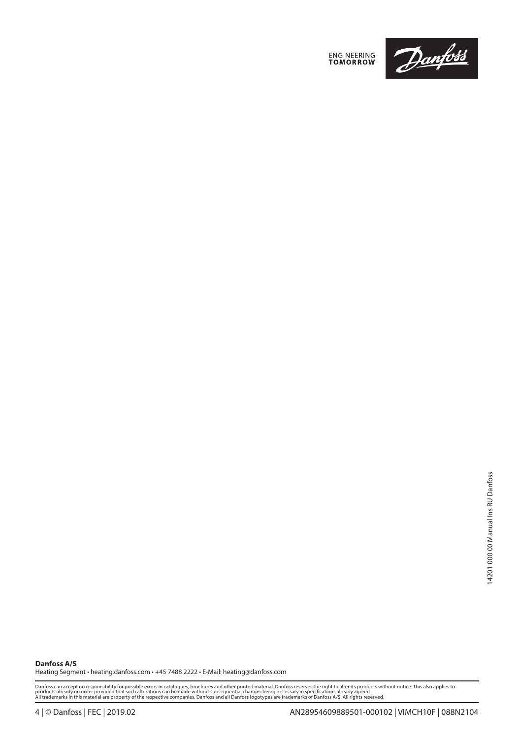ENGINEERING
TOMORROW

**Danfoss A/S**
Heating Segment • heating.danfoss.com • +45 7488 2222 • E-Mail: heating@danfoss.com

Danfoss can accept no responsibility for possible errors in catalogues, brochures and other printed material. Danfoss reserves the right to alter its products without notice. This also applies to products already on order provided that such alterations can be made without subsequential changes being necessary in specifications already agreed.
All trademarks in this material are property of the respective companies. Danfoss and all Danfoss logotypes are trademarks of Danfoss A/S. All rights reserved.

14201 000 00 Manual Ins RU Danfoss

AN28954609889501-000102 | VIMCH10F | 088N2104